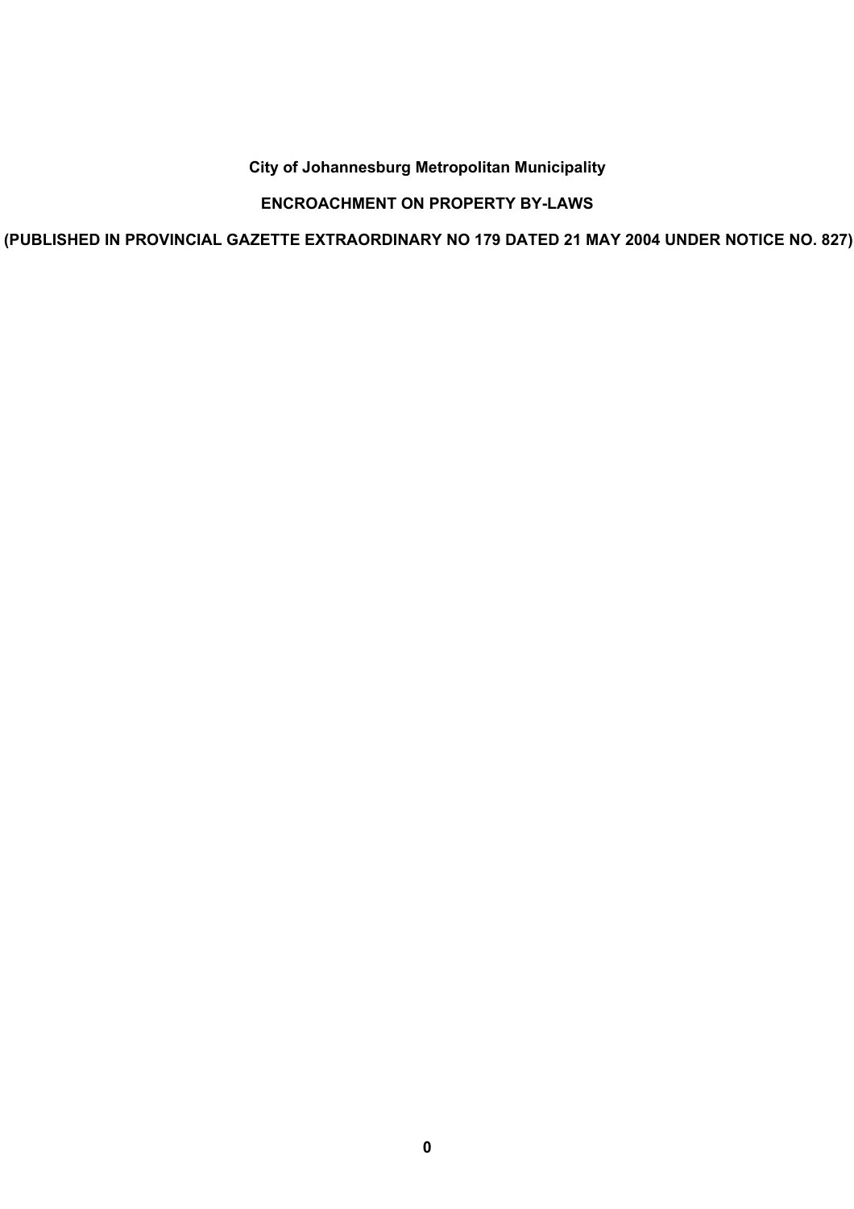**City of Johannesburg Metropolitan Municipality**

# ENCROACHMENT ON PROPERTY BY-LAWS

**(PUBLISHED IN PROVINCIAL GAZETTE EXTRAORDINARY NO 179 DATED 21 MAY 2004 UNDER NOTICE NO. 827)**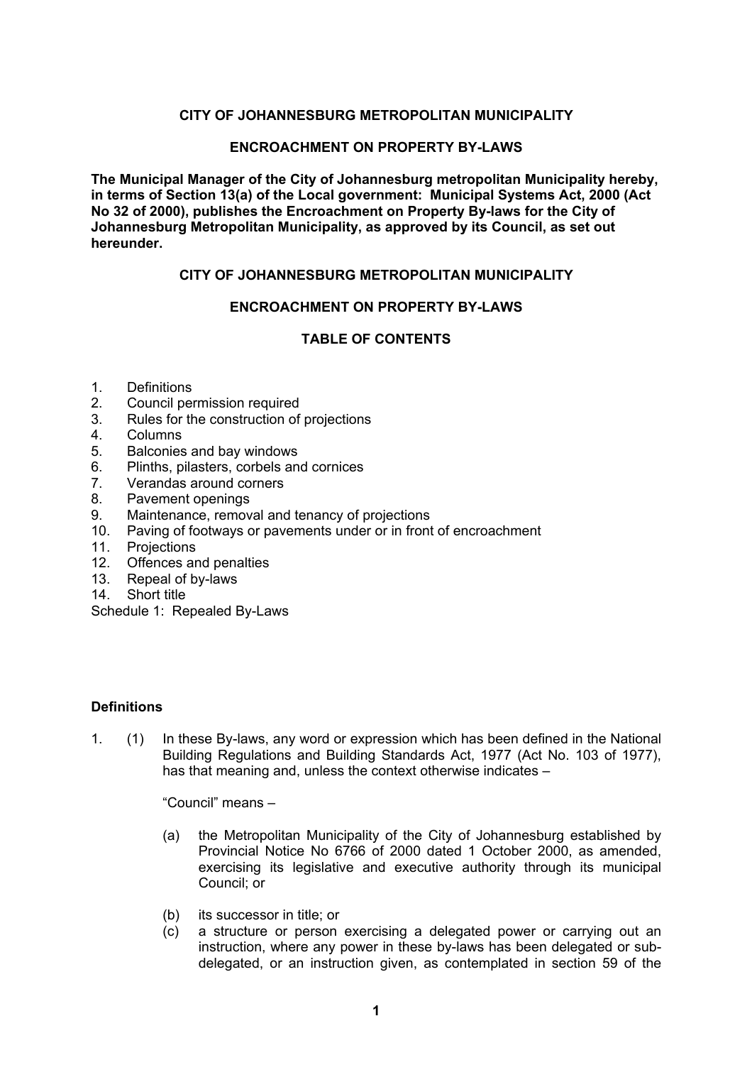**CITY OF JOHANNESBURG METROPOLITAN MUNICIPALITY**

**ENCROACHMENT ON PROPERTY BY-LAWS**

**The Municipal Manager of the City of Johannesburg metropolitan Municipality hereby, in terms of Section 13(a) of the Local government: Municipal Systems Act, 2000 (Act No 32 of 2000), publishes the Encroachment on Property By-laws for the City of Johannesburg Metropolitan Municipality, as approved by its Council, as set out hereunder.**

**CITY OF JOHANNESBURG METROPOLITAN MUNICIPALITY**

**ENCROACHMENT ON PROPERTY BY-LAWS**

**TABLE OF CONTENTS**

1. Definitions
2. Council permission required
3. Rules for the construction of projections
4. Columns
5. Balconies and bay windows
6. Plinths, pilasters, corbels and cornices
7. Verandas around corners
8. Pavement openings
9. Maintenance, removal and tenancy of projections
10. Paving of footways or pavements under or in front of encroachment
11. Projections
12. Offences and penalties
13. Repeal of by-laws
14. Short title

Schedule 1: Repealed By-Laws

**Definitions**

1\. (1) In these By-laws, any word or expression which has been defined in the National Building Regulations and Building Standards Act, 1977 (Act No. 103 of 1977), has that meaning and, unless the context otherwise indicates –

"Council" means –

(a) the Metropolitan Municipality of the City of Johannesburg established by Provincial Notice No 6766 of 2000 dated 1 October 2000, as amended, exercising its legislative and executive authority through its municipal Council; or

(b) its successor in title; or

(c) a structure or person exercising a delegated power or carrying out an instruction, where any power in these by-laws has been delegated or sub-delegated, or an instruction given, as contemplated in section 59 of the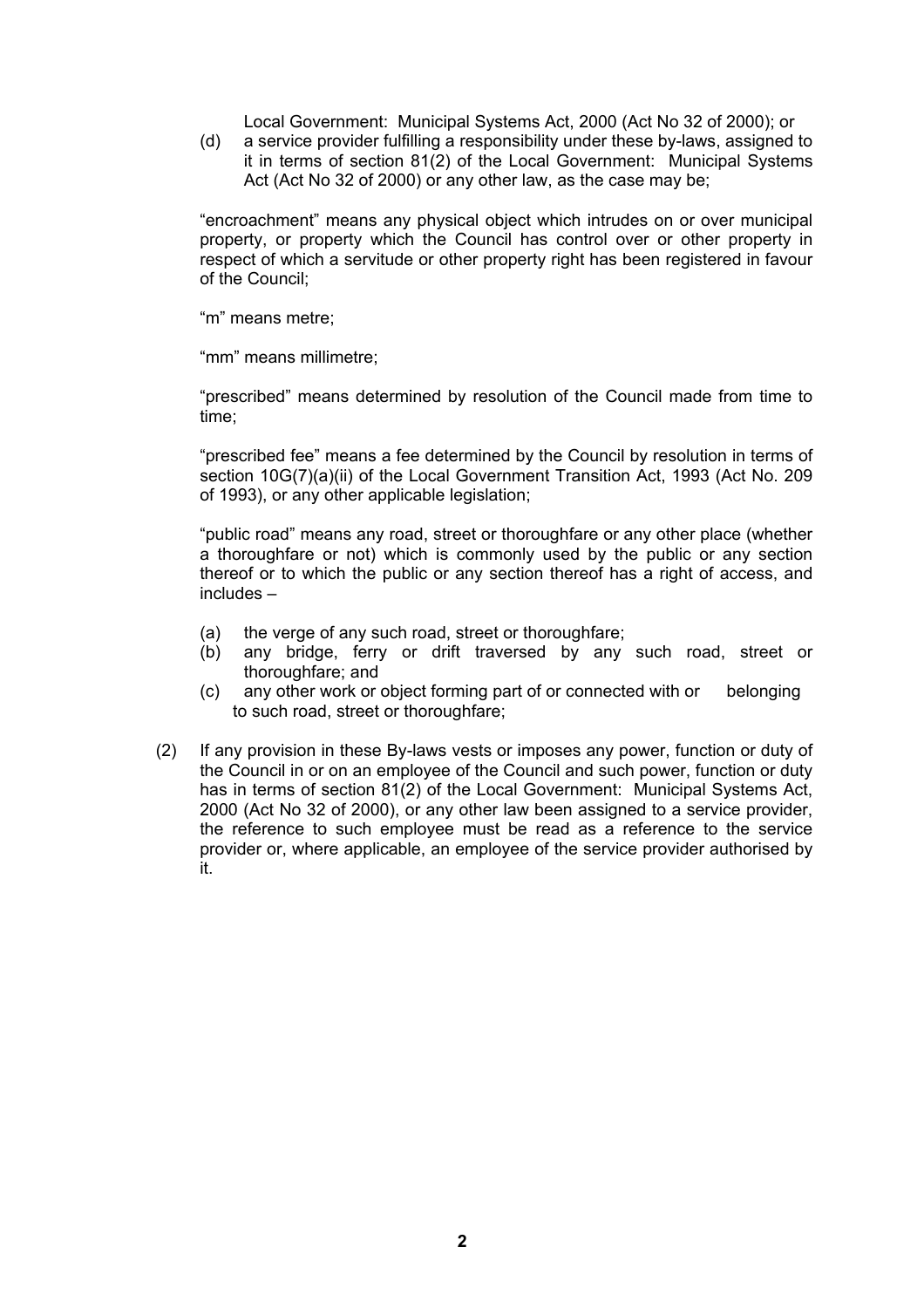Local Government: Municipal Systems Act, 2000 (Act No 32 of 2000); or

(d) a service provider fulfilling a responsibility under these by-laws, assigned to it in terms of section 81(2) of the Local Government: Municipal Systems Act (Act No 32 of 2000) or any other law, as the case may be;

"encroachment" means any physical object which intrudes on or over municipal property, or property which the Council has control over or other property in respect of which a servitude or other property right has been registered in favour of the Council;

"m" means metre;

"mm" means millimetre;

"prescribed" means determined by resolution of the Council made from time to time;

"prescribed fee" means a fee determined by the Council by resolution in terms of section 10G(7)(a)(ii) of the Local Government Transition Act, 1993 (Act No. 209 of 1993), or any other applicable legislation;

"public road" means any road, street or thoroughfare or any other place (whether a thoroughfare or not) which is commonly used by the public or any section thereof or to which the public or any section thereof has a right of access, and includes –

(a) the verge of any such road, street or thoroughfare;
(b) any bridge, ferry or drift traversed by any such road, street or thoroughfare; and
(c) any other work or object forming part of or connected with or belonging to such road, street or thoroughfare;

(2) If any provision in these By-laws vests or imposes any power, function or duty of the Council in or on an employee of the Council and such power, function or duty has in terms of section 81(2) of the Local Government: Municipal Systems Act, 2000 (Act No 32 of 2000), or any other law been assigned to a service provider, the reference to such employee must be read as a reference to the service provider or, where applicable, an employee of the service provider authorised by it.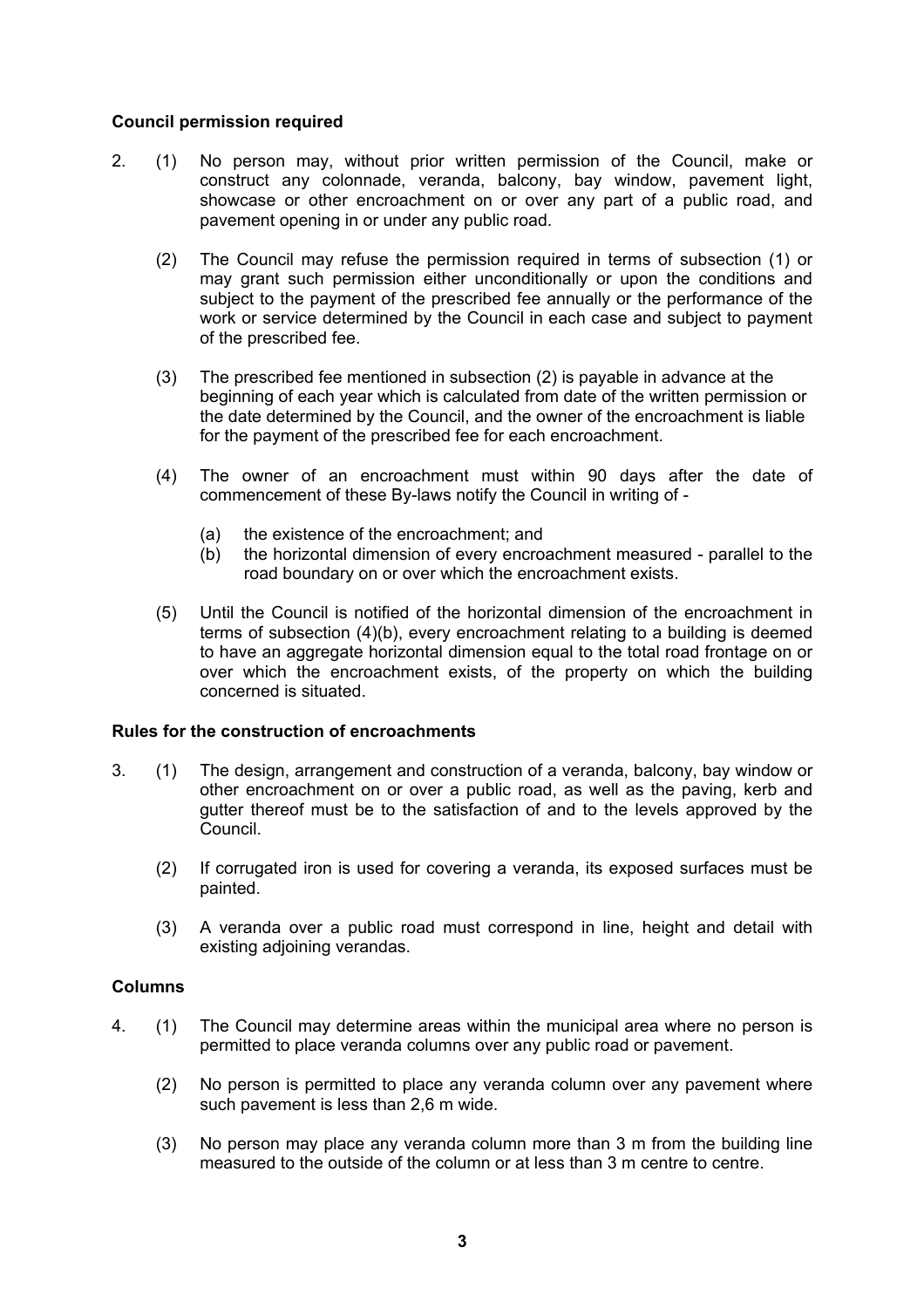**Council permission required**

2. (1) No person may, without prior written permission of the Council, make or construct any colonnade, veranda, balcony, bay window, pavement light, showcase or other encroachment on or over any part of a public road, and pavement opening in or under any public road.

   (2) The Council may refuse the permission required in terms of subsection (1) or may grant such permission either unconditionally or upon the conditions and subject to the payment of the prescribed fee annually or the performance of the work or service determined by the Council in each case and subject to payment of the prescribed fee.

   (3) The prescribed fee mentioned in subsection (2) is payable in advance at the beginning of each year which is calculated from date of the written permission or the date determined by the Council, and the owner of the encroachment is liable for the payment of the prescribed fee for each encroachment.

   (4) The owner of an encroachment must within 90 days after the date of commencement of these By-laws notify the Council in writing of -

   (a) the existence of the encroachment; and
   (b) the horizontal dimension of every encroachment measured - parallel to the road boundary on or over which the encroachment exists.

   (5) Until the Council is notified of the horizontal dimension of the encroachment in terms of subsection (4)(b), every encroachment relating to a building is deemed to have an aggregate horizontal dimension equal to the total road frontage on or over which the encroachment exists, of the property on which the building concerned is situated.

**Rules for the construction of encroachments**

3. (1) The design, arrangement and construction of a veranda, balcony, bay window or other encroachment on or over a public road, as well as the paving, kerb and gutter thereof must be to the satisfaction of and to the levels approved by the Council.

   (2) If corrugated iron is used for covering a veranda, its exposed surfaces must be painted.

   (3) A veranda over a public road must correspond in line, height and detail with existing adjoining verandas.

**Columns**

4. (1) The Council may determine areas within the municipal area where no person is permitted to place veranda columns over any public road or pavement.

   (2) No person is permitted to place any veranda column over any pavement where such pavement is less than 2,6 m wide.

   (3) No person may place any veranda column more than 3 m from the building line measured to the outside of the column or at less than 3 m centre to centre.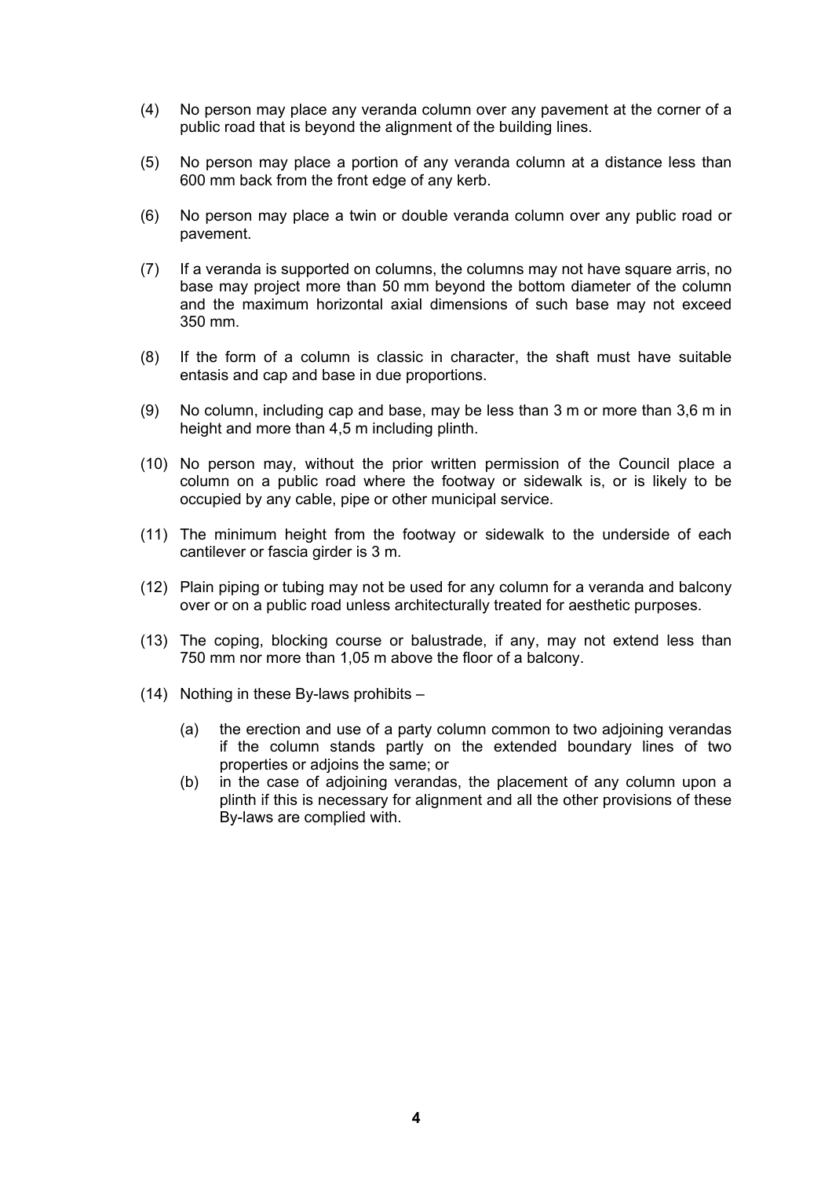(4) No person may place any veranda column over any pavement at the corner of a public road that is beyond the alignment of the building lines.

(5) No person may place a portion of any veranda column at a distance less than 600 mm back from the front edge of any kerb.

(6) No person may place a twin or double veranda column over any public road or pavement.

(7) If a veranda is supported on columns, the columns may not have square arris, no base may project more than 50 mm beyond the bottom diameter of the column and the maximum horizontal axial dimensions of such base may not exceed 350 mm.

(8) If the form of a column is classic in character, the shaft must have suitable entasis and cap and base in due proportions.

(9) No column, including cap and base, may be less than 3 m or more than 3,6 m in height and more than 4,5 m including plinth.

(10) No person may, without the prior written permission of the Council place a column on a public road where the footway or sidewalk is, or is likely to be occupied by any cable, pipe or other municipal service.

(11) The minimum height from the footway or sidewalk to the underside of each cantilever or fascia girder is 3 m.

(12) Plain piping or tubing may not be used for any column for a veranda and balcony over or on a public road unless architecturally treated for aesthetic purposes.

(13) The coping, blocking course or balustrade, if any, may not extend less than 750 mm nor more than 1,05 m above the floor of a balcony.

(14) Nothing in these By-laws prohibits –

   (a) the erection and use of a party column common to two adjoining verandas if the column stands partly on the extended boundary lines of two properties or adjoins the same; or
   (b) in the case of adjoining verandas, the placement of any column upon a plinth if this is necessary for alignment and all the other provisions of these By-laws are complied with.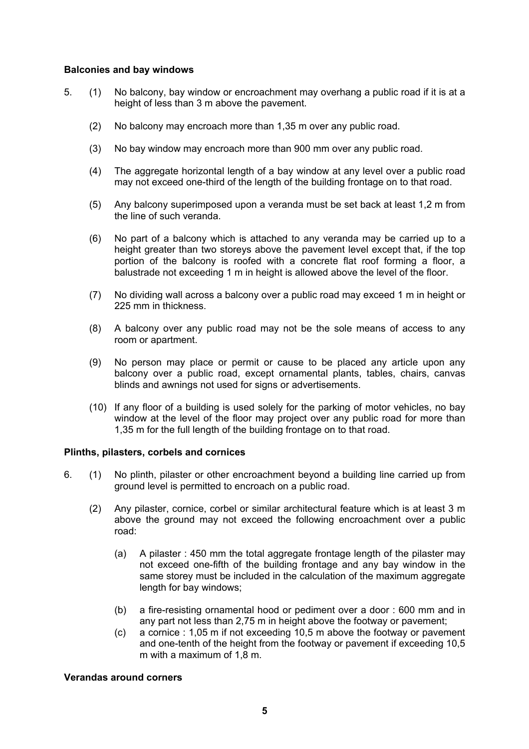**Balconies and bay windows**

5. (1) No balcony, bay window or encroachment may overhang a public road if it is at a height of less than 3 m above the pavement.

   (2) No balcony may encroach more than 1,35 m over any public road.

   (3) No bay window may encroach more than 900 mm over any public road.

   (4) The aggregate horizontal length of a bay window at any level over a public road may not exceed one-third of the length of the building frontage on to that road.

   (5) Any balcony superimposed upon a veranda must be set back at least 1,2 m from the line of such veranda.

   (6) No part of a balcony which is attached to any veranda may be carried up to a height greater than two storeys above the pavement level except that, if the top portion of the balcony is roofed with a concrete flat roof forming a floor, a balustrade not exceeding 1 m in height is allowed above the level of the floor.

   (7) No dividing wall across a balcony over a public road may exceed 1 m in height or 225 mm in thickness.

   (8) A balcony over any public road may not be the sole means of access to any room or apartment.

   (9) No person may place or permit or cause to be placed any article upon any balcony over a public road, except ornamental plants, tables, chairs, canvas blinds and awnings not used for signs or advertisements.

   (10) If any floor of a building is used solely for the parking of motor vehicles, no bay window at the level of the floor may project over any public road for more than 1,35 m for the full length of the building frontage on to that road.

**Plinths, pilasters, corbels and cornices**

6. (1) No plinth, pilaster or other encroachment beyond a building line carried up from ground level is permitted to encroach on a public road.

   (2) Any pilaster, cornice, corbel or similar architectural feature which is at least 3 m above the ground may not exceed the following encroachment over a public road:

      (a) A pilaster : 450 mm the total aggregate frontage length of the pilaster may not exceed one-fifth of the building frontage and any bay window in the same storey must be included in the calculation of the maximum aggregate length for bay windows;

      (b) a fire-resisting ornamental hood or pediment over a door : 600 mm and in any part not less than 2,75 m in height above the footway or pavement;

      (c) a cornice : 1,05 m if not exceeding 10,5 m above the footway or pavement and one-tenth of the height from the footway or pavement if exceeding 10,5 m with a maximum of 1,8 m.

**Verandas around corners**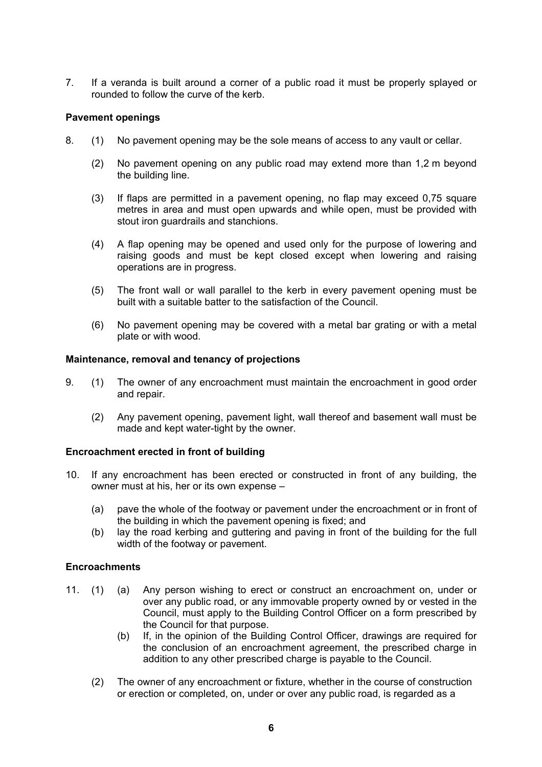7. If a veranda is built around a corner of a public road it must be properly splayed or rounded to follow the curve of the kerb.

**Pavement openings**

8. (1) No pavement opening may be the sole means of access to any vault or cellar.

   (2) No pavement opening on any public road may extend more than 1,2 m beyond the building line.

   (3) If flaps are permitted in a pavement opening, no flap may exceed 0,75 square metres in area and must open upwards and while open, must be provided with stout iron guardrails and stanchions.

   (4) A flap opening may be opened and used only for the purpose of lowering and raising goods and must be kept closed except when lowering and raising operations are in progress.

   (5) The front wall or wall parallel to the kerb in every pavement opening must be built with a suitable batter to the satisfaction of the Council.

   (6) No pavement opening may be covered with a metal bar grating or with a metal plate or with wood.

**Maintenance, removal and tenancy of projections**

9. (1) The owner of any encroachment must maintain the encroachment in good order and repair.

   (2) Any pavement opening, pavement light, wall thereof and basement wall must be made and kept water-tight by the owner.

**Encroachment erected in front of building**

10. If any encroachment has been erected or constructed in front of any building, the owner must at his, her or its own expense –

    (a) pave the whole of the footway or pavement under the encroachment or in front of the building in which the pavement opening is fixed; and
    (b) lay the road kerbing and guttering and paving in front of the building for the full width of the footway or pavement.

**Encroachments**

11. (1) (a) Any person wishing to erect or construct an encroachment on, under or over any public road, or any immovable property owned by or vested in the Council, must apply to the Building Control Officer on a form prescribed by the Council for that purpose.
        (b) If, in the opinion of the Building Control Officer, drawings are required for the conclusion of an encroachment agreement, the prescribed charge in addition to any other prescribed charge is payable to the Council.

    (2) The owner of any encroachment or fixture, whether in the course of construction or erection or completed, on, under or over any public road, is regarded as a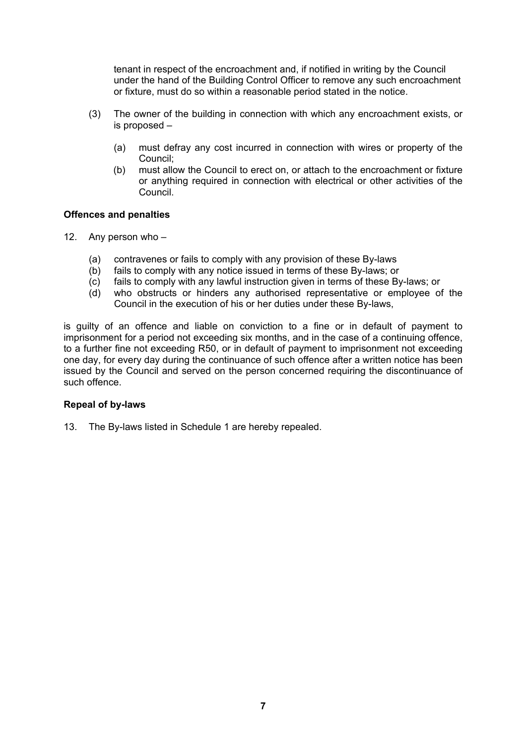tenant in respect of the encroachment and, if notified in writing by the Council under the hand of the Building Control Officer to remove any such encroachment or fixture, must do so within a reasonable period stated in the notice.

(3) The owner of the building in connection with which any encroachment exists, or is proposed –

(a) must defray any cost incurred in connection with wires or property of the Council;
(b) must allow the Council to erect on, or attach to the encroachment or fixture or anything required in connection with electrical or other activities of the Council.

**Offences and penalties**

12. Any person who –

(a) contravenes or fails to comply with any provision of these By-laws
(b) fails to comply with any notice issued in terms of these By-laws; or
(c) fails to comply with any lawful instruction given in terms of these By-laws; or
(d) who obstructs or hinders any authorised representative or employee of the Council in the execution of his or her duties under these By-laws,

is guilty of an offence and liable on conviction to a fine or in default of payment to imprisonment for a period not exceeding six months, and in the case of a continuing offence, to a further fine not exceeding R50, or in default of payment to imprisonment not exceeding one day, for every day during the continuance of such offence after a written notice has been issued by the Council and served on the person concerned requiring the discontinuance of such offence.

**Repeal of by-laws**

13. The By-laws listed in Schedule 1 are hereby repealed.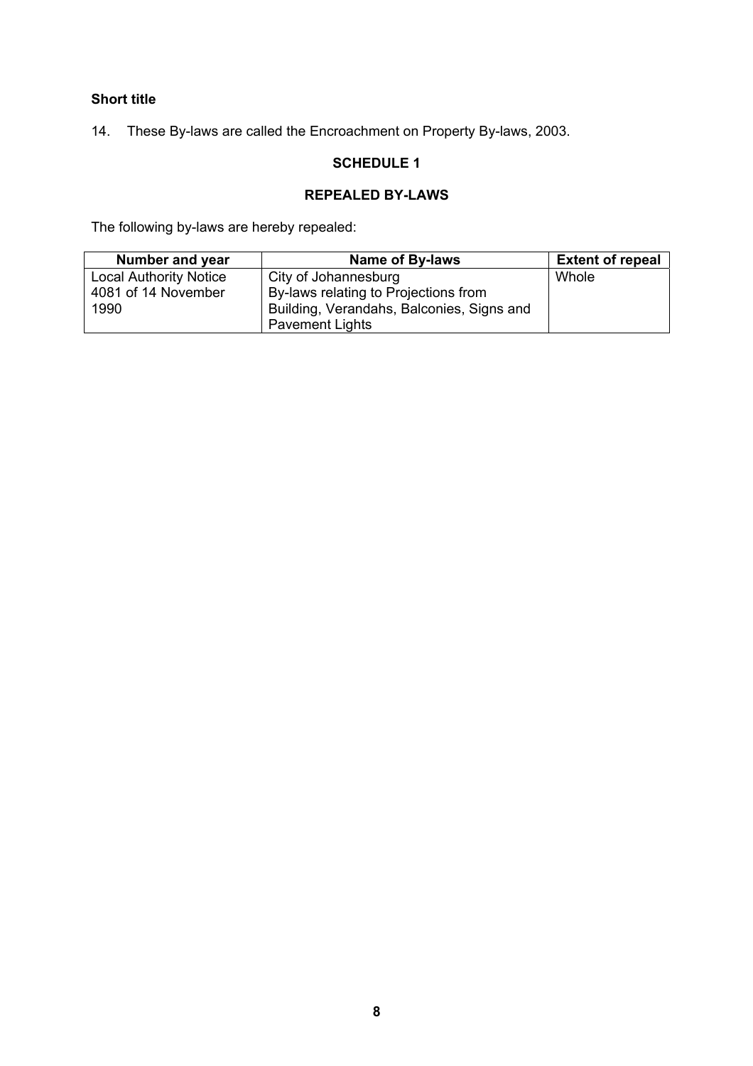**Short title**

14. These By-laws are called the Encroachment on Property By-laws, 2003.

## SCHEDULE 1

## REPEALED BY-LAWS

The following by-laws are hereby repealed:

| Number and year | Name of By-laws | Extent of repeal |
|---|---|---|
| Local Authority Notice 4081 of 14 November 1990 | City of Johannesburg By-laws relating to Projections from Building, Verandahs, Balconies, Signs and Pavement Lights | Whole |